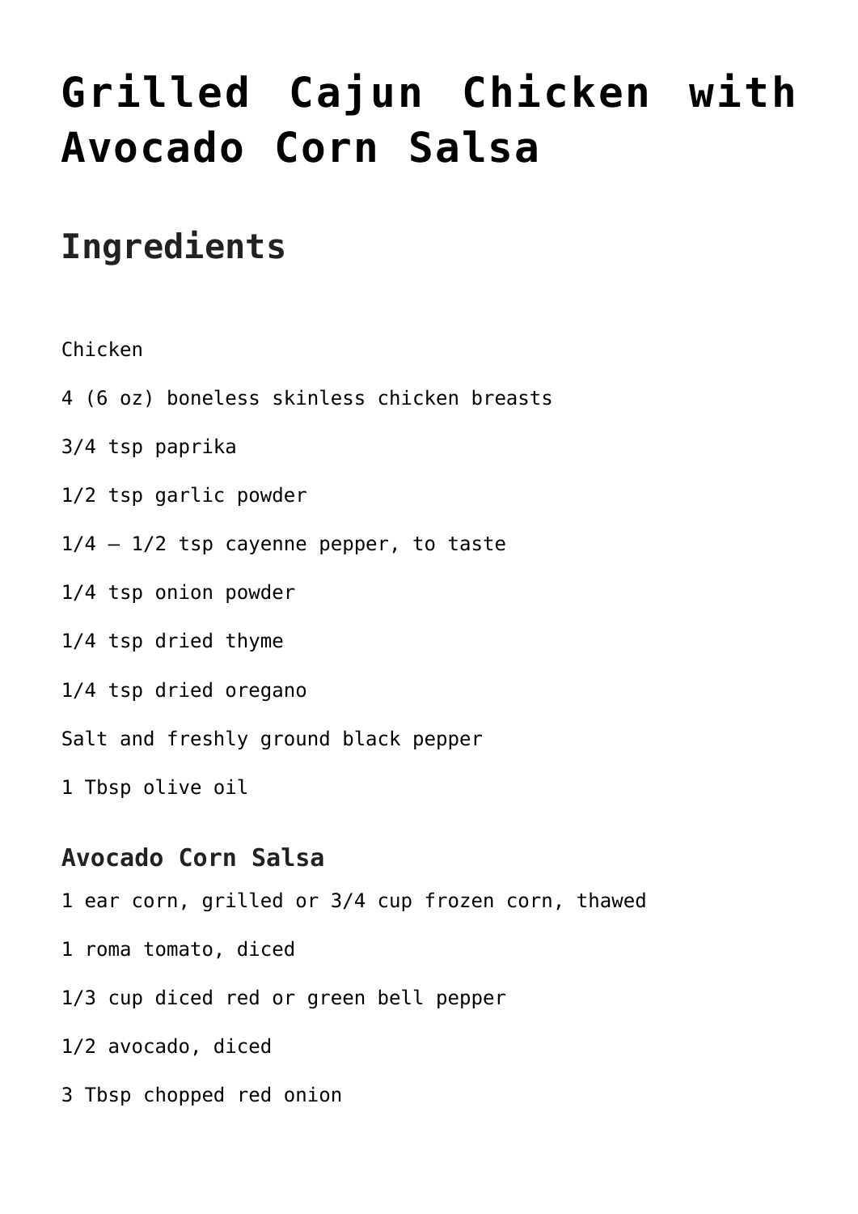# Grilled Cajun Chicken with Avocado Corn Salsa

## Ingredients

Chicken

4 (6 oz) boneless skinless chicken breasts

3/4 tsp paprika

1/2 tsp garlic powder

1/4 – 1/2 tsp cayenne pepper, to taste

1/4 tsp onion powder

1/4 tsp dried thyme

1/4 tsp dried oregano

Salt and freshly ground black pepper

1 Tbsp olive oil

### Avocado Corn Salsa

1 ear corn, grilled or 3/4 cup frozen corn, thawed

1 roma tomato, diced

1/3 cup diced red or green bell pepper

1/2 avocado, diced

3 Tbsp chopped red onion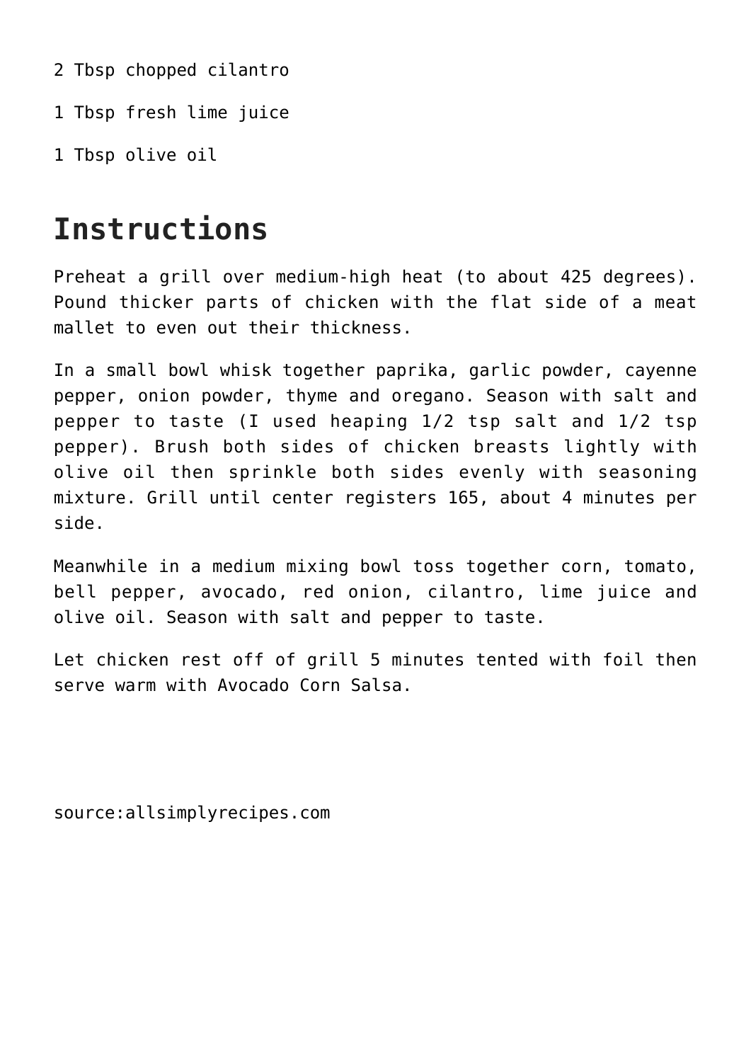2 Tbsp chopped cilantro

1 Tbsp fresh lime juice

1 Tbsp olive oil

## Instructions

Preheat a grill over medium-high heat (to about 425 degrees). Pound thicker parts of chicken with the flat side of a meat mallet to even out their thickness.

In a small bowl whisk together paprika, garlic powder, cayenne pepper, onion powder, thyme and oregano. Season with salt and pepper to taste (I used heaping 1/2 tsp salt and 1/2 tsp pepper). Brush both sides of chicken breasts lightly with olive oil then sprinkle both sides evenly with seasoning mixture. Grill until center registers 165, about 4 minutes per side.

Meanwhile in a medium mixing bowl toss together corn, tomato, bell pepper, avocado, red onion, cilantro, lime juice and olive oil. Season with salt and pepper to taste.

Let chicken rest off of grill 5 minutes tented with foil then serve warm with Avocado Corn Salsa.

source:allsimplyrecipes.com